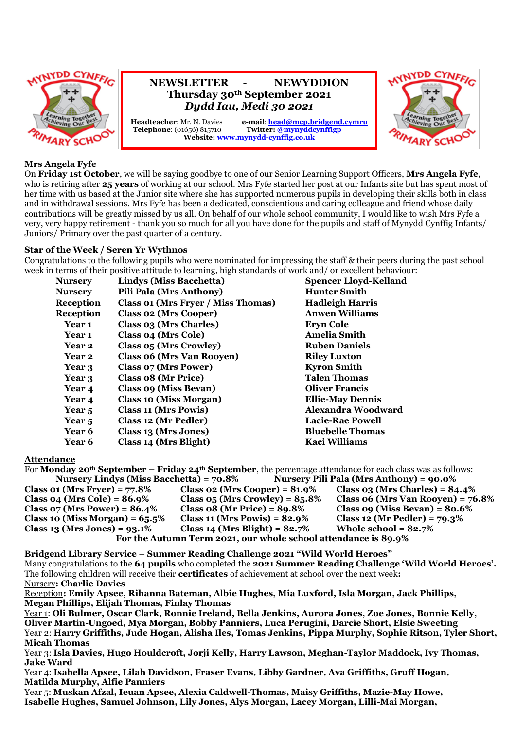# NEWSLETTER - NEWYDDION

## Thursday 30th September 2021

*Dydd Iau, Medi 30 2021*

**Headteacher**: Mr. N. Davies **e-mail**: head@mcp.bridgend.cymru
**Telephone**: (01656) 815710 **Twitter: @mynyddcynffigp**
**Website: www.mynydd-cynffig.co.uk**

## Mrs Angela Fyfe

On **Friday 1st October**, we will be saying goodbye to one of our Senior Learning Support Officers, **Mrs Angela Fyfe**, who is retiring after **25 years** of working at our school. Mrs Fyfe started her post at our Infants site but has spent most of her time with us based at the Junior site where she has supported numerous pupils in developing their skills both in class and in withdrawal sessions. Mrs Fyfe has been a dedicated, conscientious and caring colleague and friend whose daily contributions will be greatly missed by us all. On behalf of our whole school community, I would like to wish Mrs Fyfe a very, very happy retirement - thank you so much for all you have done for the pupils and staff of Mynydd Cynffig Infants/ Juniors/ Primary over the past quarter of a century.

## Star of the Week / Seren Yr Wythnos

Congratulations to the following pupils who were nominated for impressing the staff & their peers during the past school week in terms of their positive attitude to learning, high standards of work and/ or excellent behaviour:

| | | |
|---|---|---|
| **Nursery** | **Lindys (Miss Bacchetta)** | **Spencer Lloyd-Kelland** |
| **Nursery** | **Pili Pala (Mrs Anthony)** | **Hunter Smith** |
| **Reception** | **Class 01 (Mrs Fryer / Miss Thomas)** | **Hadleigh Harris** |
| **Reception** | **Class 02 (Mrs Cooper)** | **Anwen Williams** |
| **Year 1** | **Class 03 (Mrs Charles)** | **Eryn Cole** |
| **Year 1** | **Class 04 (Mrs Cole)** | **Amelia Smith** |
| **Year 2** | **Class 05 (Mrs Crowley)** | **Ruben Daniels** |
| **Year 2** | **Class 06 (Mrs Van Rooyen)** | **Riley Luxton** |
| **Year 3** | **Class 07 (Mrs Power)** | **Kyron Smith** |
| **Year 3** | **Class 08 (Mr Price)** | **Talen Thomas** |
| **Year 4** | **Class 09 (Miss Bevan)** | **Oliver Francis** |
| **Year 4** | **Class 10 (Miss Morgan)** | **Ellie-May Dennis** |
| **Year 5** | **Class 11 (Mrs Powis)** | **Alexandra Woodward** |
| **Year 5** | **Class 12 (Mr Pedler)** | **Lacie-Rae Powell** |
| **Year 6** | **Class 13 (Mrs Jones)** | **Bluebelle Thomas** |
| **Year 6** | **Class 14 (Mrs Blight)** | **Kaci Williams** |

## Attendance

For **Monday 20th September – Friday 24th September**, the percentage attendance for each class was as follows:

**Nursery Lindys (Miss Bacchetta) = 70.8%** **Nursery Pili Pala (Mrs Anthony) = 90.0%**

| | | |
|---|---|---|
| **Class 01 (Mrs Fryer) = 77.8%** | **Class 02 (Mrs Cooper) = 81.9%** | **Class 03 (Mrs Charles) = 84.4%** |
| **Class 04 (Mrs Cole) = 86.9%** | **Class 05 (Mrs Crowley) = 85.8%** | **Class 06 (Mrs Van Rooyen) = 76.8%** |
| **Class 07 (Mrs Power) = 86.4%** | **Class 08 (Mr Price) = 89.8%** | **Class 09 (Miss Bevan) = 80.6%** |
| **Class 10 (Miss Morgan) = 65.5%** | **Class 11 (Mrs Powis) = 82.9%** | **Class 12 (Mr Pedler) = 79.3%** |
| **Class 13 (Mrs Jones) = 93.1%** | **Class 14 (Mrs Blight) = 82.7%** | **Whole school = 82.7%** |

**For the Autumn Term 2021, our whole school attendance is 89.9%**

## Bridgend Library Service – Summer Reading Challenge 2021 "Wild World Heroes"

Many congratulations to the **64 pupils** who completed the **2021 Summer Reading Challenge 'Wild World Heroes'.** The following children will receive their **certificates** of achievement at school over the next week**:**

Nursery**: Charlie Davies**

Reception: **Emily Apsee, Rihanna Bateman, Albie Hughes, Mia Luxford, Isla Morgan, Jack Phillips, Megan Phillips, Elijah Thomas, Finlay Thomas**

Year 1: **Oli Bulmer, Oscar Clark, Ronnie Ireland, Bella Jenkins, Aurora Jones, Zoe Jones, Bonnie Kelly, Oliver Martin-Ungoed, Mya Morgan, Bobby Panniers, Luca Perugini, Darcie Short, Elsie Sweeting**

Year 2: **Harry Griffiths, Jude Hogan, Alisha Iles, Tomas Jenkins, Pippa Murphy, Sophie Ritson, Tyler Short, Micah Thomas**

Year 3: **Isla Davies, Hugo Houldcroft, Jorji Kelly, Harry Lawson, Meghan-Taylor Maddock, Ivy Thomas, Jake Ward**

Year 4: **Isabella Apsee, Lilah Davidson, Fraser Evans, Libby Gardner, Ava Griffiths, Gruff Hogan, Matilda Murphy, Alfie Panniers**

Year 5: **Muskan Afzal, Ieuan Apsee, Alexia Caldwell-Thomas, Maisy Griffiths, Mazie-May Howe, Isabelle Hughes, Samuel Johnson, Lily Jones, Alys Morgan, Lacey Morgan, Lilli-Mai Morgan,**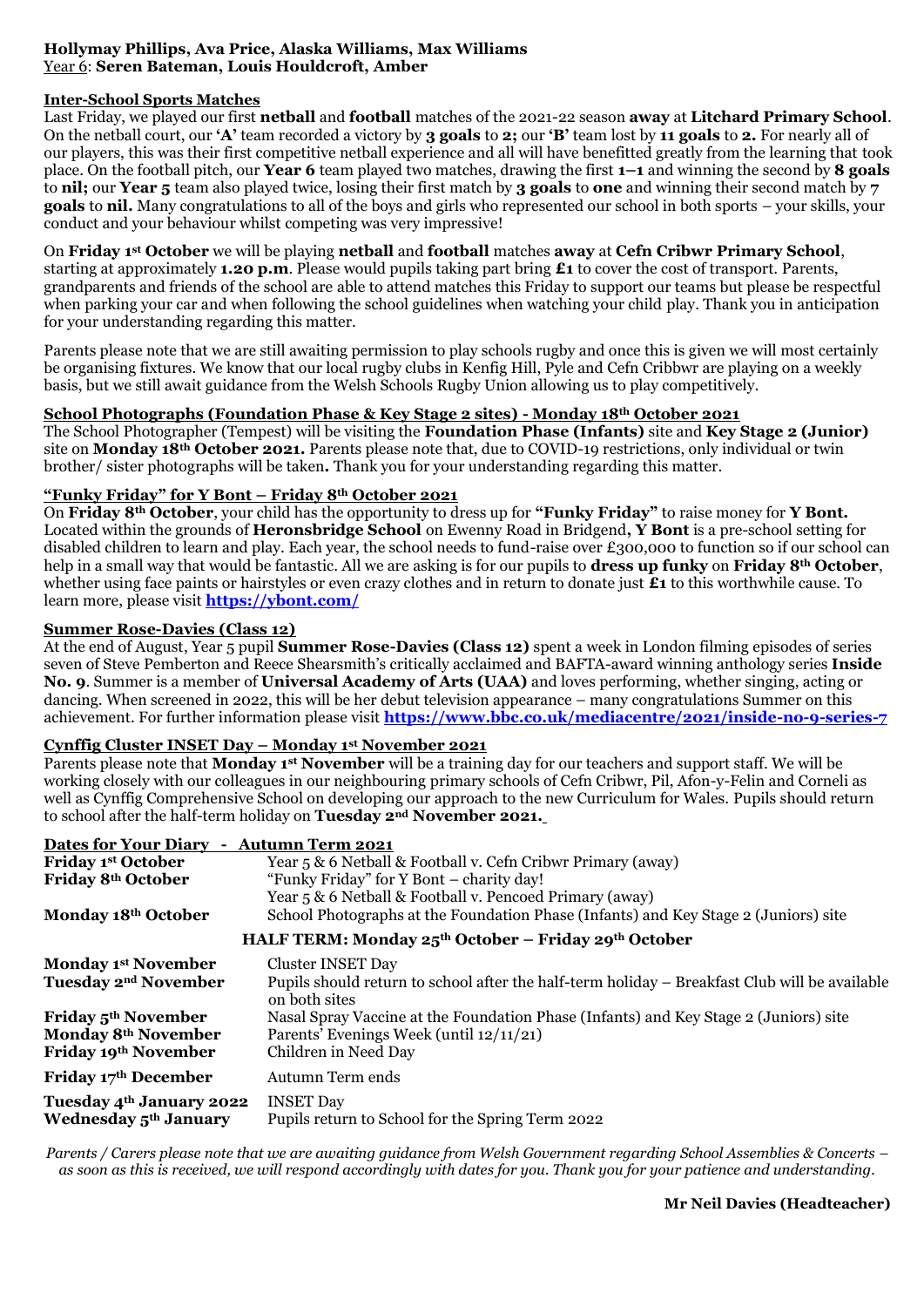**Hollymay Phillips, Ava Price, Alaska Williams, Max Williams**
Year 6: **Seren Bateman, Louis Houldcroft, Amber**

## Inter-School Sports Matches

Last Friday, we played our first **netball** and **football** matches of the 2021-22 season **away** at **Litchard Primary School**. On the netball court, our **'A'** team recorded a victory by **3 goals** to **2;** our **'B'** team lost by **11 goals** to **2.** For nearly all of our players, this was their first competitive netball experience and all will have benefitted greatly from the learning that took place. On the football pitch, our **Year 6** team played two matches, drawing the first **1–1** and winning the second by **8 goals** to **nil;** our **Year 5** team also played twice, losing their first match by **3 goals** to **one** and winning their second match by **7 goals** to **nil.** Many congratulations to all of the boys and girls who represented our school in both sports – your skills, your conduct and your behaviour whilst competing was very impressive!

On **Friday 1st October** we will be playing **netball** and **football** matches **away** at **Cefn Cribwr Primary School**, starting at approximately **1.20 p.m**. Please would pupils taking part bring **£1** to cover the cost of transport. Parents, grandparents and friends of the school are able to attend matches this Friday to support our teams but please be respectful when parking your car and when following the school guidelines when watching your child play. Thank you in anticipation for your understanding regarding this matter.

Parents please note that we are still awaiting permission to play schools rugby and once this is given we will most certainly be organising fixtures. We know that our local rugby clubs in Kenfig Hill, Pyle and Cefn Cribbwr are playing on a weekly basis, but we still await guidance from the Welsh Schools Rugby Union allowing us to play competitively.

## School Photographs (Foundation Phase & Key Stage 2 sites) - Monday 18th October 2021

The School Photographer (Tempest) will be visiting the **Foundation Phase (Infants)** site and **Key Stage 2 (Junior)** site on **Monday 18th October 2021.** Parents please note that, due to COVID-19 restrictions, only individual or twin brother/ sister photographs will be taken**.** Thank you for your understanding regarding this matter.

## "Funky Friday" for Y Bont – Friday 8th October 2021

On **Friday 8th October**, your child has the opportunity to dress up for **"Funky Friday"** to raise money for **Y Bont.** Located within the grounds of **Heronsbridge School** on Ewenny Road in Bridgend**, Y Bont** is a pre-school setting for disabled children to learn and play. Each year, the school needs to fund-raise over £300,000 to function so if our school can help in a small way that would be fantastic. All we are asking is for our pupils to **dress up funky** on **Friday 8th October**, whether using face paints or hairstyles or even crazy clothes and in return to donate just **£1** to this worthwhile cause. To learn more, please visit **https://ybont.com/**

## Summer Rose-Davies (Class 12)

At the end of August, Year 5 pupil **Summer Rose-Davies (Class 12)** spent a week in London filming episodes of series seven of Steve Pemberton and Reece Shearsmith's critically acclaimed and BAFTA-award winning anthology series **Inside No. 9**. Summer is a member of **Universal Academy of Arts (UAA)** and loves performing, whether singing, acting or dancing. When screened in 2022, this will be her debut television appearance – many congratulations Summer on this achievement. For further information please visit **https://www.bbc.co.uk/mediacentre/2021/inside-no-9-series-7**

## Cynffig Cluster INSET Day – Monday 1st November 2021

Parents please note that **Monday 1st November** will be a training day for our teachers and support staff. We will be working closely with our colleagues in our neighbouring primary schools of Cefn Cribwr, Pil, Afon-y-Felin and Corneli as well as Cynffig Comprehensive School on developing our approach to the new Curriculum for Wales. Pupils should return to school after the half-term holiday on **Tuesday 2nd November 2021.**

## Dates for Your Diary - Autumn Term 2021

| | |
|---|---|
| **Friday 1st October** | Year 5 & 6 Netball & Football v. Cefn Cribwr Primary (away) |
| **Friday 8th October** | "Funky Friday" for Y Bont – charity day! Year 5 & 6 Netball & Football v. Pencoed Primary (away) |
| **Monday 18th October** | School Photographs at the Foundation Phase (Infants) and Key Stage 2 (Juniors) site |
| **HALF TERM: Monday 25th October – Friday 29th October** | |
| **Monday 1st November** | Cluster INSET Day |
| **Tuesday 2nd November** | Pupils should return to school after the half-term holiday – Breakfast Club will be available on both sites |
| **Friday 5th November** | Nasal Spray Vaccine at the Foundation Phase (Infants) and Key Stage 2 (Juniors) site |
| **Monday 8th November** | Parents' Evenings Week (until 12/11/21) |
| **Friday 19th November** | Children in Need Day |
| **Friday 17th December** | Autumn Term ends |
| **Tuesday 4th January 2022** | INSET Day |
| **Wednesday 5th January** | Pupils return to School for the Spring Term 2022 |

*Parents / Carers please note that we are awaiting guidance from Welsh Government regarding School Assemblies & Concerts – as soon as this is received, we will respond accordingly with dates for you. Thank you for your patience and understanding.*

**Mr Neil Davies (Headteacher)**